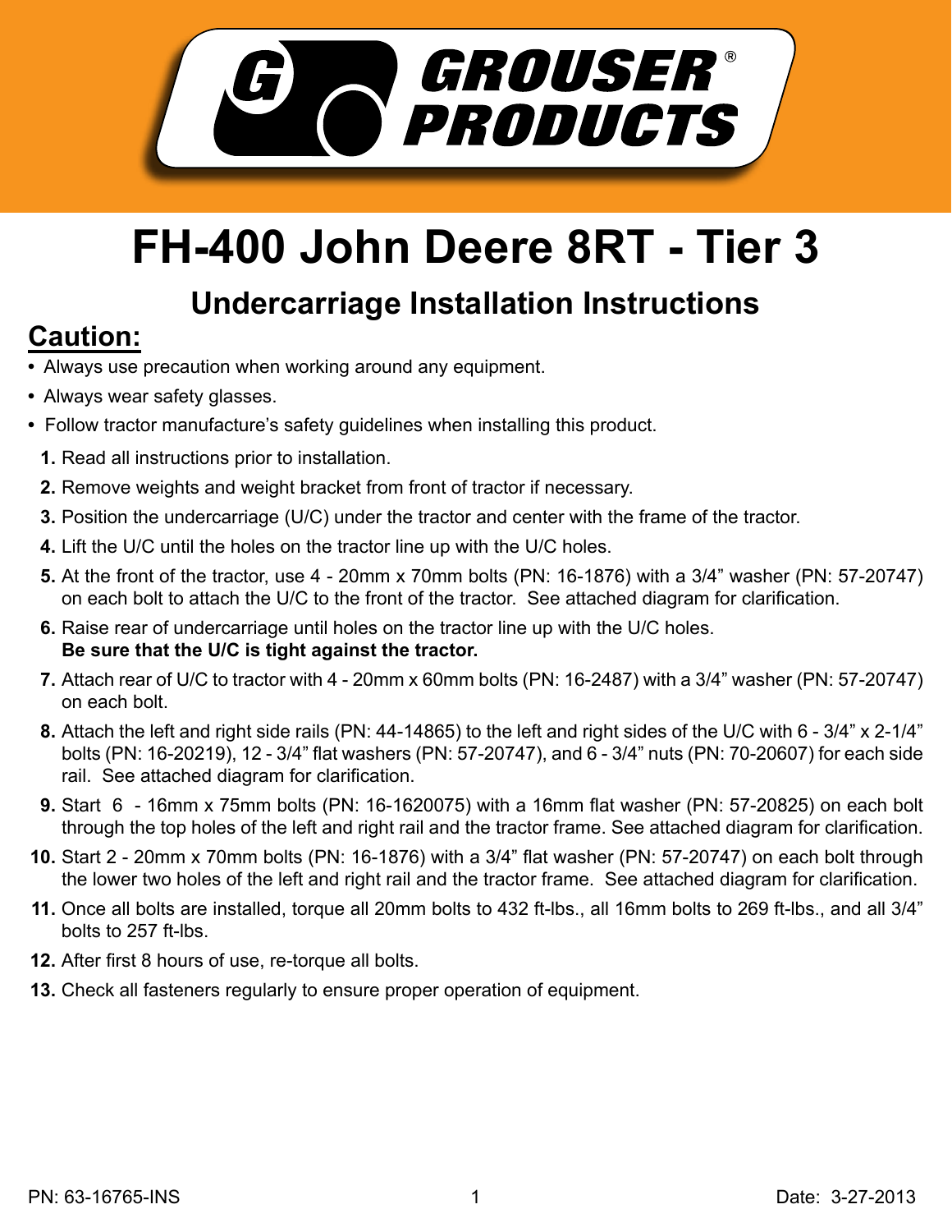GROUSER® PRODUCTS

# FH-400 John Deere 8RT - Tier 3

## Undercarriage Installation Instructions

## Caution:

- Always use precaution when working around any equipment.
- Always wear safety glasses.
- Follow tractor manufacture's safety guidelines when installing this product.

1. Read all instructions prior to installation.
2. Remove weights and weight bracket from front of tractor if necessary.
3. Position the undercarriage (U/C) under the tractor and center with the frame of the tractor.
4. Lift the U/C until the holes on the tractor line up with the U/C holes.
5. At the front of the tractor, use 4 - 20mm x 70mm bolts (PN: 16-1876) with a 3/4" washer (PN: 57-20747) on each bolt to attach the U/C to the front of the tractor. See attached diagram for clarification.
6. Raise rear of undercarriage until holes on the tractor line up with the U/C holes.
   **Be sure that the U/C is tight against the tractor.**
7. Attach rear of U/C to tractor with 4 - 20mm x 60mm bolts (PN: 16-2487) with a 3/4" washer (PN: 57-20747) on each bolt.
8. Attach the left and right side rails (PN: 44-14865) to the left and right sides of the U/C with 6 - 3/4" x 2-1/4" bolts (PN: 16-20219), 12 - 3/4" flat washers (PN: 57-20747), and 6 - 3/4" nuts (PN: 70-20607) for each side rail. See attached diagram for clarification.
9. Start 6 - 16mm x 75mm bolts (PN: 16-1620075) with a 16mm flat washer (PN: 57-20825) on each bolt through the top holes of the left and right rail and the tractor frame. See attached diagram for clarification.
10. Start 2 - 20mm x 70mm bolts (PN: 16-1876) with a 3/4" flat washer (PN: 57-20747) on each bolt through the lower two holes of the left and right rail and the tractor frame. See attached diagram for clarification.
11. Once all bolts are installed, torque all 20mm bolts to 432 ft-lbs., all 16mm bolts to 269 ft-lbs., and all 3/4" bolts to 257 ft-lbs.
12. After first 8 hours of use, re-torque all bolts.
13. Check all fasteners regularly to ensure proper operation of equipment.

PN: 63-16765-INS

Date: 3-27-2013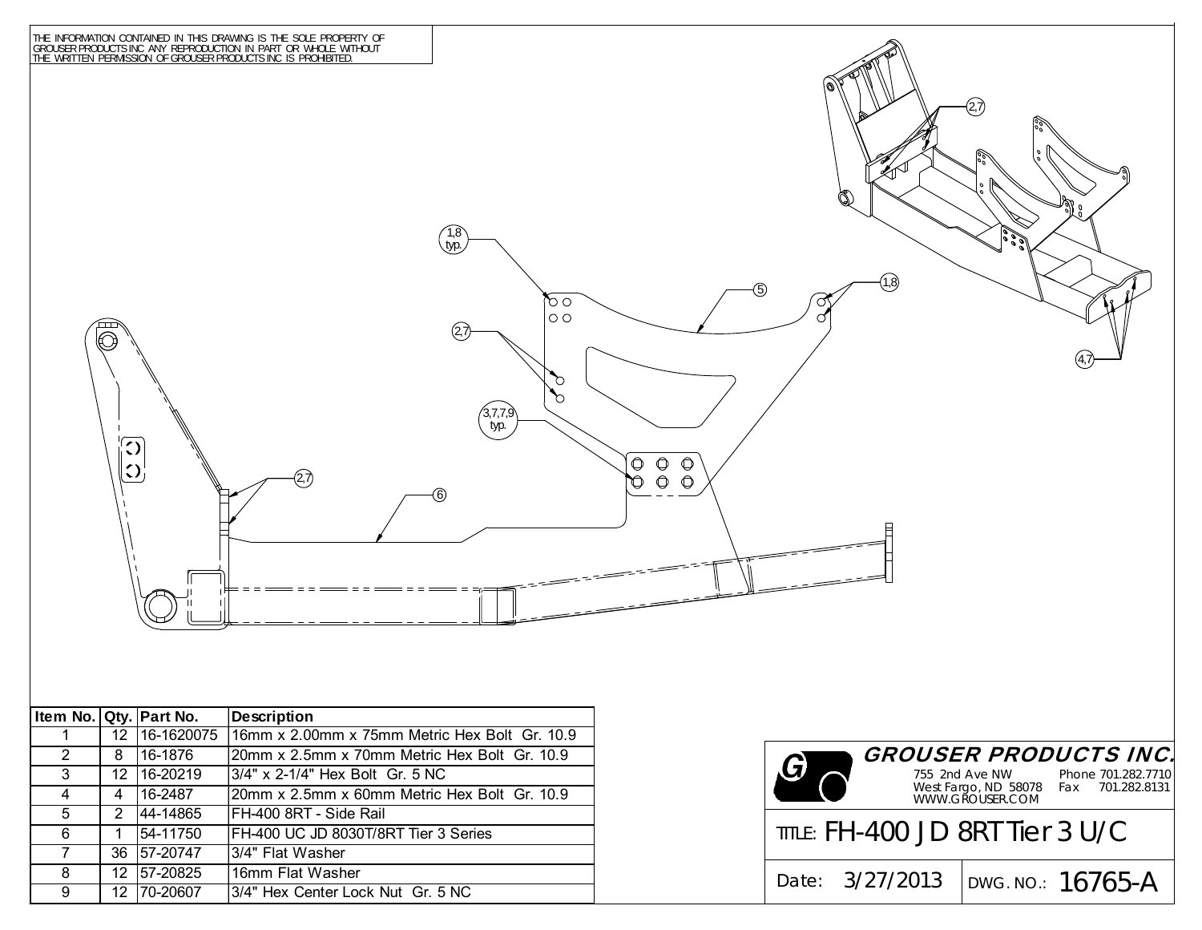THE INFORMATION CONTAINED IN THIS DRAWING IS THE SOLE PROPERTY OF GROUSER PRODUCTS INC ANY REPRODUCTION IN PART OR WHOLE WITHOUT THE WRITTEN PERMISSION OF GROUSER PRODUCTS INC IS PROHIBITED.

1,8 typ.

5

1,8

2,7

3,7,7,9 typ.

2,7

6

2,7

4,7

| Item No. | Qty. | Part No. | Description |
|---|---|---|---|
| 1 | 12 | 16-1620075 | 16mm x 2.00mm x 75mm Metric Hex Bolt Gr. 10.9 |
| 2 | 8 | 16-1876 | 20mm x 2.5mm x 70mm Metric Hex Bolt Gr. 10.9 |
| 3 | 12 | 16-20219 | 3/4" x 2-1/4" Hex Bolt Gr. 5 NC |
| 4 | 4 | 16-2487 | 20mm x 2.5mm x 60mm Metric Hex Bolt Gr. 10.9 |
| 5 | 2 | 44-14865 | FH-400 8RT - Side Rail |
| 6 | 1 | 54-11750 | FH-400 UC JD 8030T/8RT Tier 3 Series |
| 7 | 36 | 57-20747 | 3/4" Flat Washer |
| 8 | 12 | 57-20825 | 16mm Flat Washer |
| 9 | 12 | 70-20607 | 3/4" Hex Center Lock Nut Gr. 5 NC |

**GROUSER PRODUCTS INC.**
755 2nd Ave NW
West Fargo, ND 58078
WWW.GROUSER.COM
Phone 701.282.7710
Fax 701.282.8131

TITLE: FH-400 JD 8RT Tier 3 U/C

Date: 3/27/2013

DWG. NO.: 16765-A